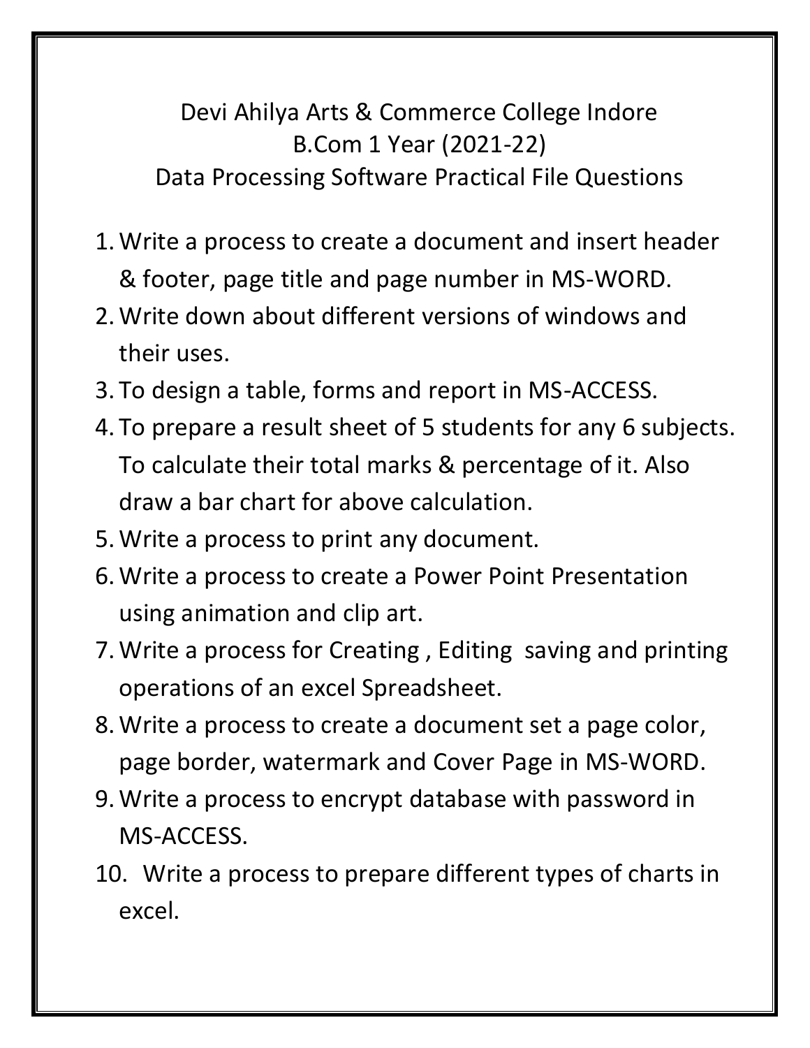# Devi Ahilya Arts & Commerce College Indore
## B.Com 1 Year (2021-22)
## Data Processing Software Practical File Questions

1. Write a process to create a document and insert header & footer, page title and page number in MS-WORD.
2. Write down about different versions of windows and their uses.
3. To design a table, forms and report in MS-ACCESS.
4. To prepare a result sheet of 5 students for any 6 subjects. To calculate their total marks & percentage of it. Also draw a bar chart for above calculation.
5. Write a process to print any document.
6. Write a process to create a Power Point Presentation using animation and clip art.
7. Write a process for Creating , Editing saving and printing operations of an excel Spreadsheet.
8. Write a process to create a document set a page color, page border, watermark and Cover Page in MS-WORD.
9. Write a process to encrypt database with password in MS-ACCESS.
10. Write a process to prepare different types of charts in excel.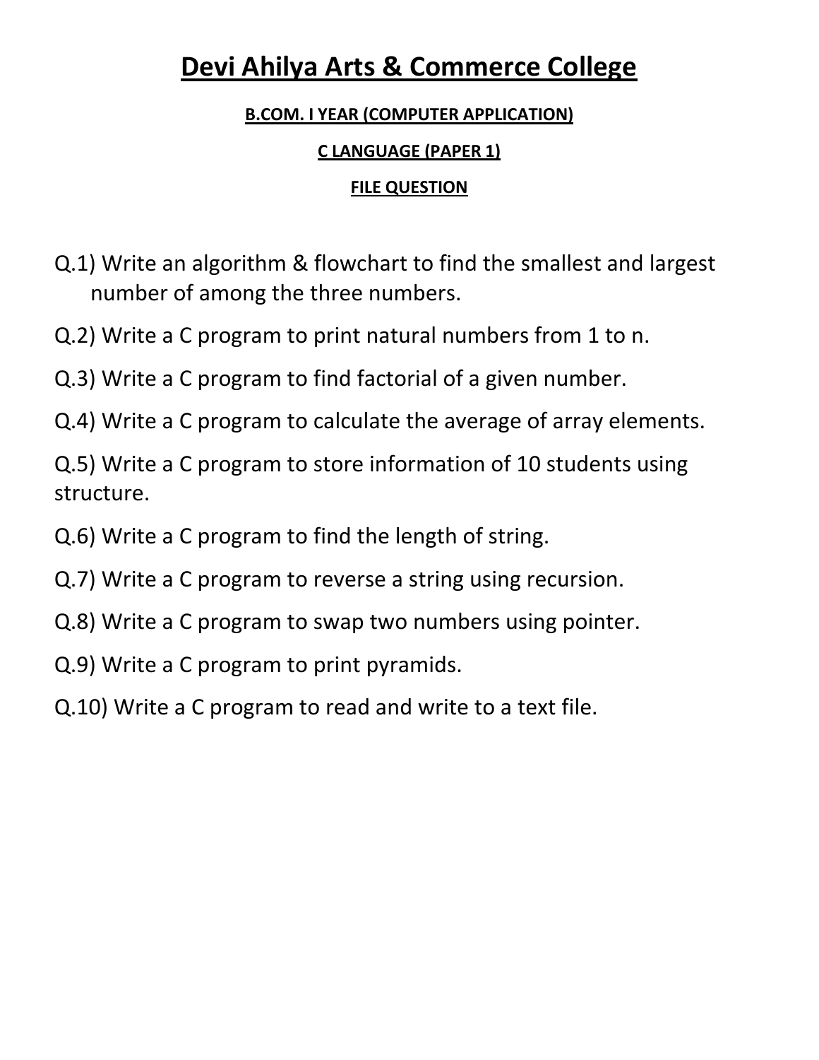# Devi Ahilya Arts & Commerce College

**B.COM. I YEAR (COMPUTER APPLICATION)**

**C LANGUAGE (PAPER 1)**

**FILE QUESTION**

Q.1) Write an algorithm & flowchart to find the smallest and largest number of among the three numbers.

Q.2) Write a C program to print natural numbers from 1 to n.

Q.3) Write a C program to find factorial of a given number.

Q.4) Write a C program to calculate the average of array elements.

Q.5) Write a C program to store information of 10 students using structure.

Q.6) Write a C program to find the length of string.

Q.7) Write a C program to reverse a string using recursion.

Q.8) Write a C program to swap two numbers using pointer.

Q.9) Write a C program to print pyramids.

Q.10) Write a C program to read and write to a text file.